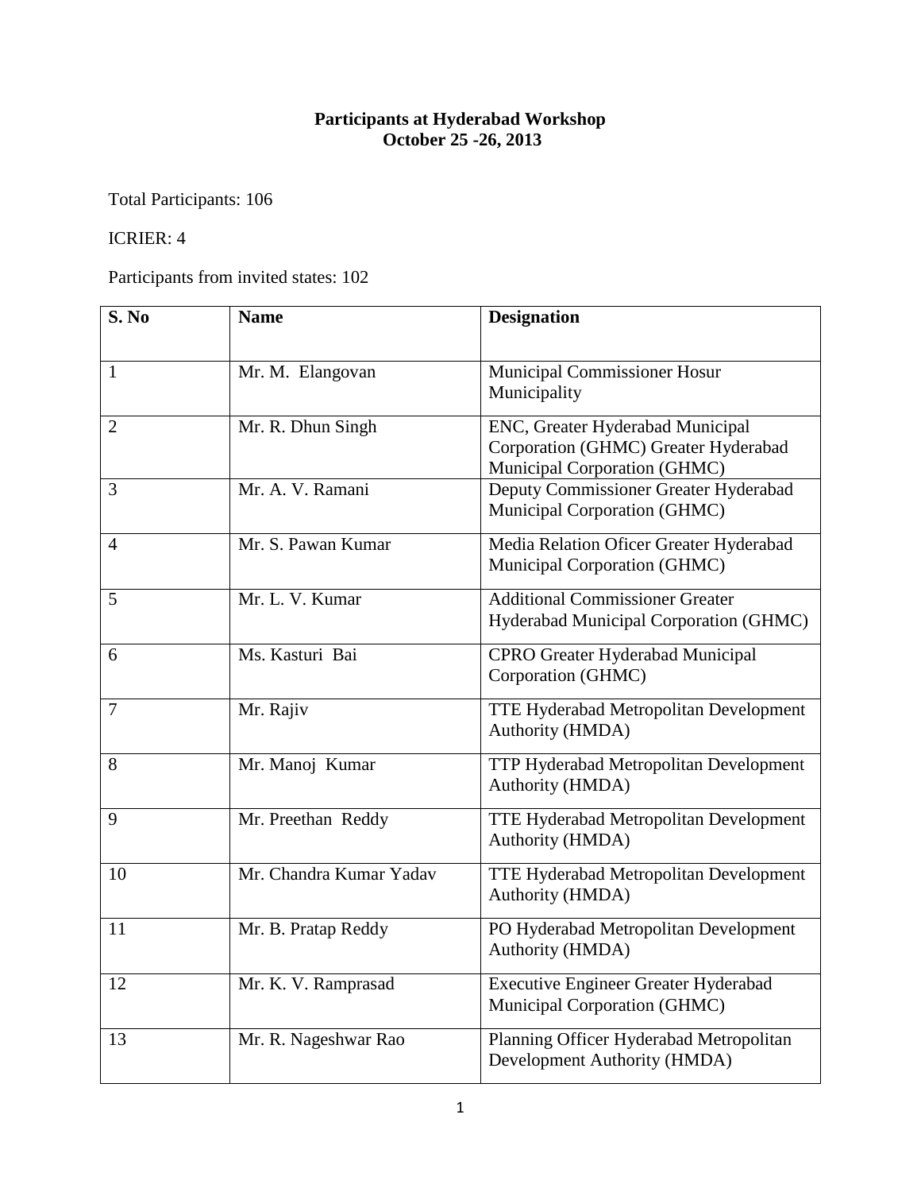# Participants at Hyderabad Workshop
## October 25 -26, 2013

Total Participants: 106

ICRIER: 4

Participants from invited states: 102

| S. No | Name | Designation |
|---|---|---|
| 1 | Mr. M. Elangovan | Municipal Commissioner Hosur Municipality |
| 2 | Mr. R. Dhun Singh | ENC, Greater Hyderabad Municipal Corporation (GHMC) Greater Hyderabad Municipal Corporation (GHMC) |
| 3 | Mr. A. V. Ramani | Deputy Commissioner Greater Hyderabad Municipal Corporation (GHMC) |
| 4 | Mr. S. Pawan Kumar | Media Relation Oficer Greater Hyderabad Municipal Corporation (GHMC) |
| 5 | Mr. L. V. Kumar | Additional Commissioner Greater Hyderabad Municipal Corporation (GHMC) |
| 6 | Ms. Kasturi Bai | CPRO Greater Hyderabad Municipal Corporation (GHMC) |
| 7 | Mr. Rajiv | TTE Hyderabad Metropolitan Development Authority (HMDA) |
| 8 | Mr. Manoj Kumar | TTP Hyderabad Metropolitan Development Authority (HMDA) |
| 9 | Mr. Preethan Reddy | TTE Hyderabad Metropolitan Development Authority (HMDA) |
| 10 | Mr. Chandra Kumar Yadav | TTE Hyderabad Metropolitan Development Authority (HMDA) |
| 11 | Mr. B. Pratap Reddy | PO Hyderabad Metropolitan Development Authority (HMDA) |
| 12 | Mr. K. V. Ramprasad | Executive Engineer Greater Hyderabad Municipal Corporation (GHMC) |
| 13 | Mr. R. Nageshwar Rao | Planning Officer Hyderabad Metropolitan Development Authority (HMDA) |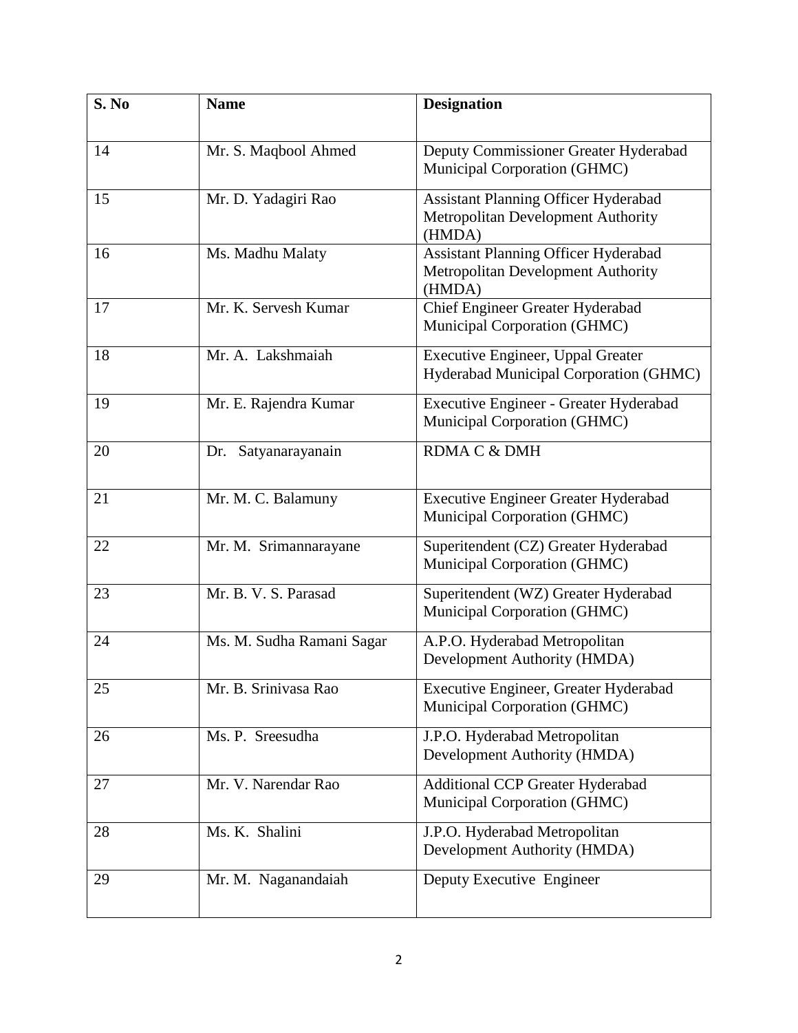| S. No | Name | Designation |
|---|---|---|
| 14 | Mr. S. Maqbool Ahmed | Deputy Commissioner Greater Hyderabad Municipal Corporation (GHMC) |
| 15 | Mr. D. Yadagiri Rao | Assistant Planning Officer Hyderabad Metropolitan Development Authority (HMDA) |
| 16 | Ms. Madhu Malaty | Assistant Planning Officer Hyderabad Metropolitan Development Authority (HMDA) |
| 17 | Mr. K. Servesh Kumar | Chief Engineer Greater Hyderabad Municipal Corporation (GHMC) |
| 18 | Mr. A. Lakshmaiah | Executive Engineer, Uppal Greater Hyderabad Municipal Corporation (GHMC) |
| 19 | Mr. E. Rajendra Kumar | Executive Engineer - Greater Hyderabad Municipal Corporation (GHMC) |
| 20 | Dr. Satyanarayanain | RDMA C & DMH |
| 21 | Mr. M. C. Balamuny | Executive Engineer Greater Hyderabad Municipal Corporation (GHMC) |
| 22 | Mr. M. Srimannarayane | Superitendent (CZ) Greater Hyderabad Municipal Corporation (GHMC) |
| 23 | Mr. B. V. S. Parasad | Superitendent (WZ) Greater Hyderabad Municipal Corporation (GHMC) |
| 24 | Ms. M. Sudha Ramani Sagar | A.P.O. Hyderabad Metropolitan Development Authority (HMDA) |
| 25 | Mr. B. Srinivasa Rao | Executive Engineer, Greater Hyderabad Municipal Corporation (GHMC) |
| 26 | Ms. P. Sreesudha | J.P.O. Hyderabad Metropolitan Development Authority (HMDA) |
| 27 | Mr. V. Narendar Rao | Additional CCP Greater Hyderabad Municipal Corporation (GHMC) |
| 28 | Ms. K. Shalini | J.P.O. Hyderabad Metropolitan Development Authority (HMDA) |
| 29 | Mr. M. Naganandaiah | Deputy Executive Engineer |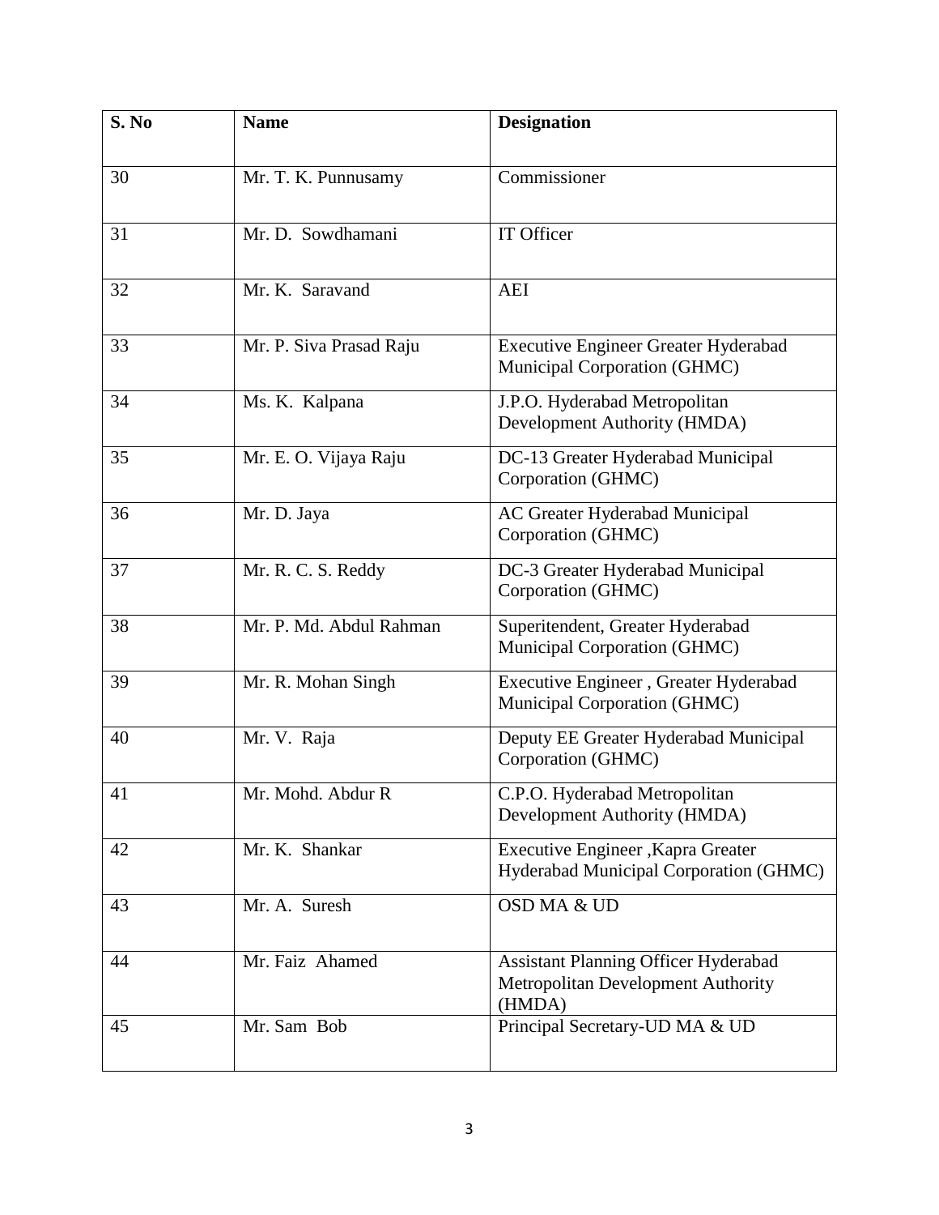| S. No | Name | Designation |
|---|---|---|
| 30 | Mr. T. K. Punnusamy | Commissioner |
| 31 | Mr. D. Sowdhamani | IT Officer |
| 32 | Mr. K. Saravand | AEI |
| 33 | Mr. P. Siva Prasad Raju | Executive Engineer Greater Hyderabad Municipal Corporation (GHMC) |
| 34 | Ms. K. Kalpana | J.P.O. Hyderabad Metropolitan Development Authority (HMDA) |
| 35 | Mr. E. O. Vijaya Raju | DC-13 Greater Hyderabad Municipal Corporation (GHMC) |
| 36 | Mr. D. Jaya | AC Greater Hyderabad Municipal Corporation (GHMC) |
| 37 | Mr. R. C. S. Reddy | DC-3 Greater Hyderabad Municipal Corporation (GHMC) |
| 38 | Mr. P. Md. Abdul Rahman | Superitendent, Greater Hyderabad Municipal Corporation (GHMC) |
| 39 | Mr. R. Mohan Singh | Executive Engineer , Greater Hyderabad Municipal Corporation (GHMC) |
| 40 | Mr. V. Raja | Deputy EE Greater Hyderabad Municipal Corporation (GHMC) |
| 41 | Mr. Mohd. Abdur R | C.P.O. Hyderabad Metropolitan Development Authority (HMDA) |
| 42 | Mr. K. Shankar | Executive Engineer ,Kapra Greater Hyderabad Municipal Corporation (GHMC) |
| 43 | Mr. A. Suresh | OSD MA & UD |
| 44 | Mr. Faiz Ahamed | Assistant Planning Officer Hyderabad Metropolitan Development Authority (HMDA) |
| 45 | Mr. Sam Bob | Principal Secretary-UD MA & UD |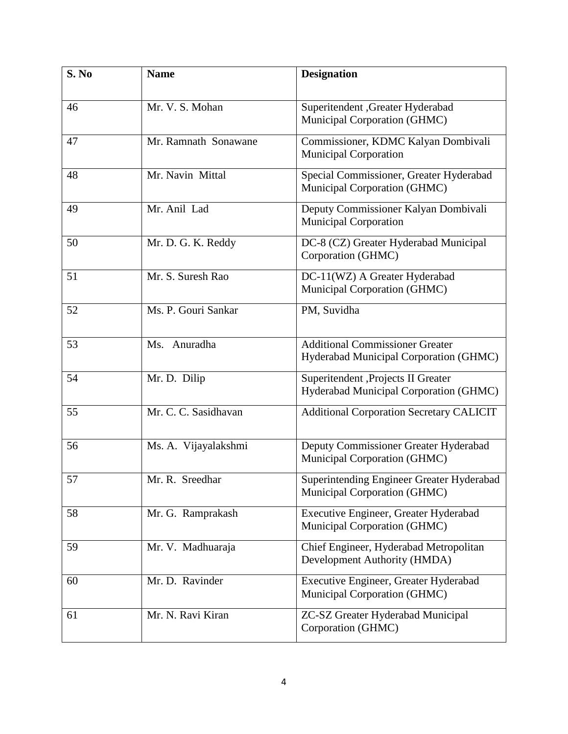| S. No | Name | Designation |
|---|---|---|
| 46 | Mr. V. S. Mohan | Superitendent ,Greater Hyderabad Municipal Corporation (GHMC) |
| 47 | Mr. Ramnath Sonawane | Commissioner, KDMC Kalyan Dombivali Municipal Corporation |
| 48 | Mr. Navin Mittal | Special Commissioner, Greater Hyderabad Municipal Corporation (GHMC) |
| 49 | Mr. Anil Lad | Deputy Commissioner Kalyan Dombivali Municipal Corporation |
| 50 | Mr. D. G. K. Reddy | DC-8 (CZ) Greater Hyderabad Municipal Corporation (GHMC) |
| 51 | Mr. S. Suresh Rao | DC-11(WZ) A Greater Hyderabad Municipal Corporation (GHMC) |
| 52 | Ms. P. Gouri Sankar | PM, Suvidha |
| 53 | Ms. Anuradha | Additional Commissioner Greater Hyderabad Municipal Corporation (GHMC) |
| 54 | Mr. D. Dilip | Superitendent ,Projects II Greater Hyderabad Municipal Corporation (GHMC) |
| 55 | Mr. C. C. Sasidhavan | Additional Corporation Secretary CALICIT |
| 56 | Ms. A. Vijayalakshmi | Deputy Commissioner Greater Hyderabad Municipal Corporation (GHMC) |
| 57 | Mr. R. Sreedhar | Superintending Engineer Greater Hyderabad Municipal Corporation (GHMC) |
| 58 | Mr. G. Ramprakash | Executive Engineer, Greater Hyderabad Municipal Corporation (GHMC) |
| 59 | Mr. V. Madhuaraja | Chief Engineer, Hyderabad Metropolitan Development Authority (HMDA) |
| 60 | Mr. D. Ravinder | Executive Engineer, Greater Hyderabad Municipal Corporation (GHMC) |
| 61 | Mr. N. Ravi Kiran | ZC-SZ Greater Hyderabad Municipal Corporation (GHMC) |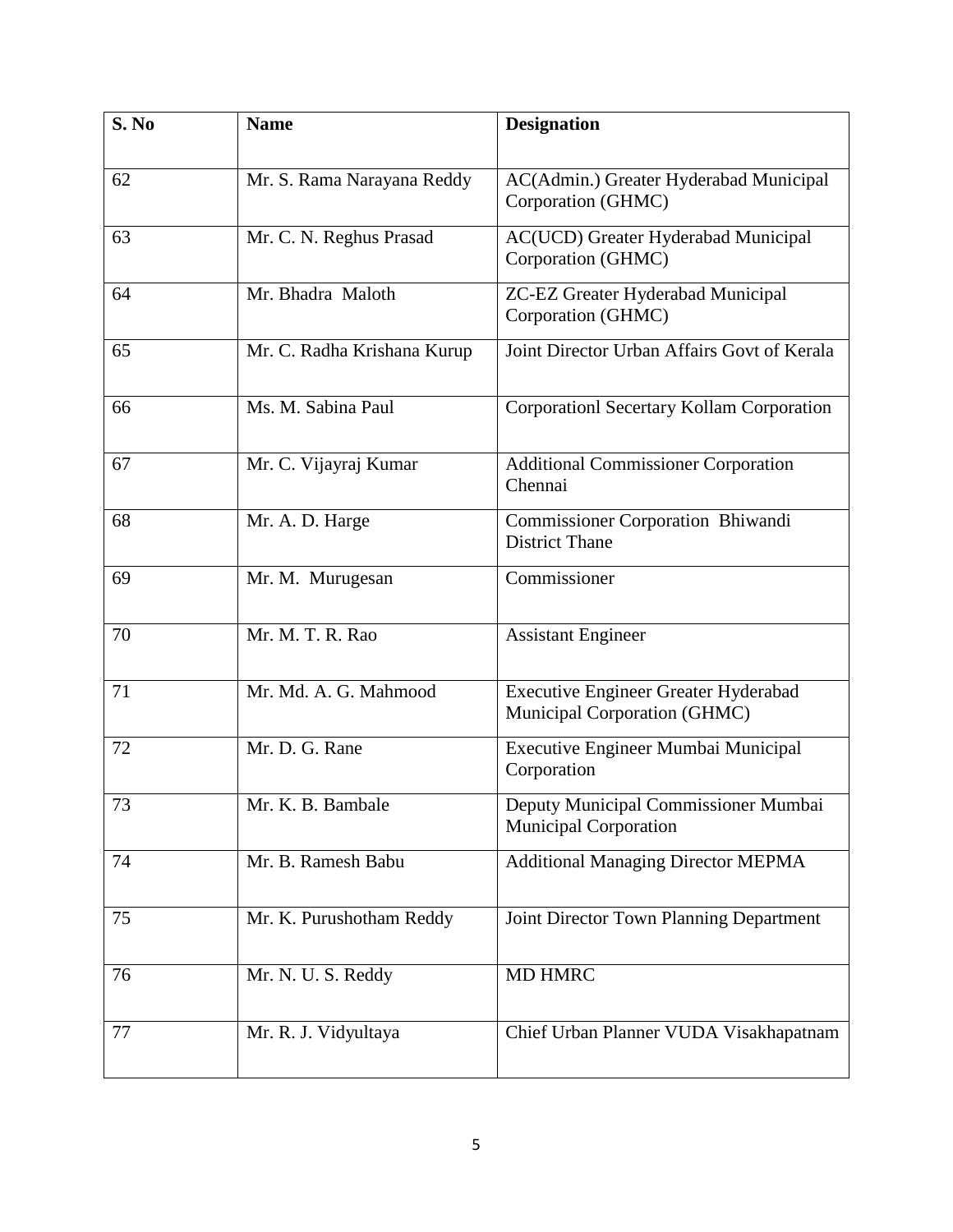| S. No | Name | Designation |
|---|---|---|
| 62 | Mr. S. Rama Narayana Reddy | AC(Admin.) Greater Hyderabad Municipal Corporation (GHMC) |
| 63 | Mr. C. N. Reghus Prasad | AC(UCD) Greater Hyderabad Municipal Corporation (GHMC) |
| 64 | Mr. Bhadra Maloth | ZC-EZ Greater Hyderabad Municipal Corporation (GHMC) |
| 65 | Mr. C. Radha Krishana Kurup | Joint Director Urban Affairs Govt of Kerala |
| 66 | Ms. M. Sabina Paul | Corporationl Secertary Kollam Corporation |
| 67 | Mr. C. Vijayraj Kumar | Additional Commissioner Corporation Chennai |
| 68 | Mr. A. D. Harge | Commissioner Corporation Bhiwandi District Thane |
| 69 | Mr. M. Murugesan | Commissioner |
| 70 | Mr. M. T. R. Rao | Assistant Engineer |
| 71 | Mr. Md. A. G. Mahmood | Executive Engineer Greater Hyderabad Municipal Corporation (GHMC) |
| 72 | Mr. D. G. Rane | Executive Engineer Mumbai Municipal Corporation |
| 73 | Mr. K. B. Bambale | Deputy Municipal Commissioner Mumbai Municipal Corporation |
| 74 | Mr. B. Ramesh Babu | Additional Managing Director MEPMA |
| 75 | Mr. K. Purushotham Reddy | Joint Director Town Planning Department |
| 76 | Mr. N. U. S. Reddy | MD HMRC |
| 77 | Mr. R. J. Vidyultaya | Chief Urban Planner VUDA Visakhapatnam |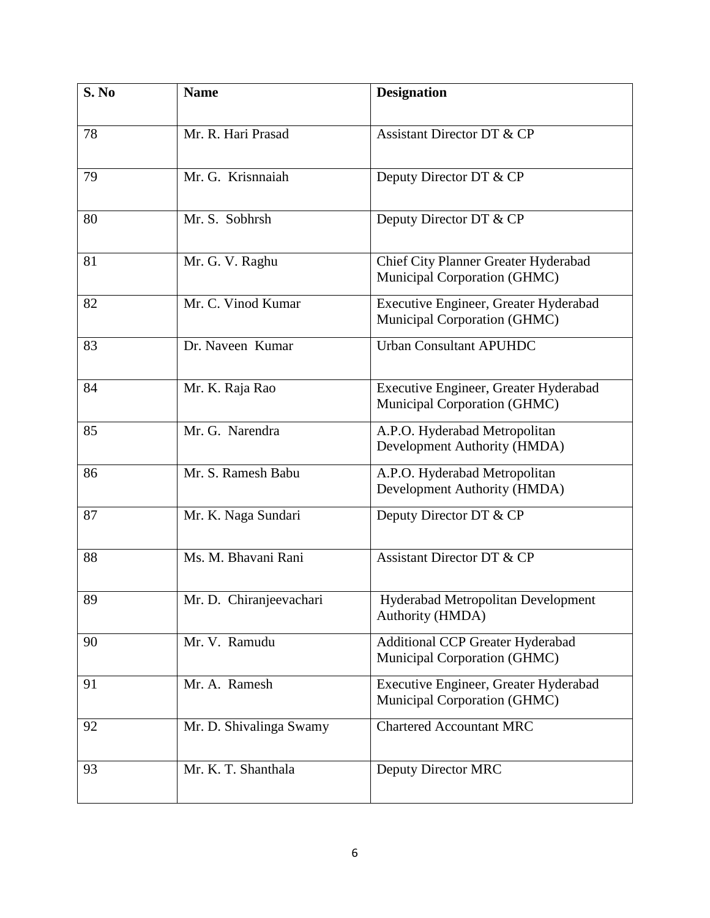| S. No | Name | Designation |
|---|---|---|
| 78 | Mr. R. Hari Prasad | Assistant Director DT & CP |
| 79 | Mr. G. Krisnnaiah | Deputy Director DT & CP |
| 80 | Mr. S. Sobhrsh | Deputy Director DT & CP |
| 81 | Mr. G. V. Raghu | Chief City Planner Greater Hyderabad Municipal Corporation (GHMC) |
| 82 | Mr. C. Vinod Kumar | Executive Engineer, Greater Hyderabad Municipal Corporation (GHMC) |
| 83 | Dr. Naveen Kumar | Urban Consultant APUHDC |
| 84 | Mr. K. Raja Rao | Executive Engineer, Greater Hyderabad Municipal Corporation (GHMC) |
| 85 | Mr. G. Narendra | A.P.O. Hyderabad Metropolitan Development Authority (HMDA) |
| 86 | Mr. S. Ramesh Babu | A.P.O. Hyderabad Metropolitan Development Authority (HMDA) |
| 87 | Mr. K. Naga Sundari | Deputy Director DT & CP |
| 88 | Ms. M. Bhavani Rani | Assistant Director DT & CP |
| 89 | Mr. D. Chiranjeevachari | Hyderabad Metropolitan Development Authority (HMDA) |
| 90 | Mr. V. Ramudu | Additional CCP Greater Hyderabad Municipal Corporation (GHMC) |
| 91 | Mr. A. Ramesh | Executive Engineer, Greater Hyderabad Municipal Corporation (GHMC) |
| 92 | Mr. D. Shivalinga Swamy | Chartered Accountant MRC |
| 93 | Mr. K. T. Shanthala | Deputy Director MRC |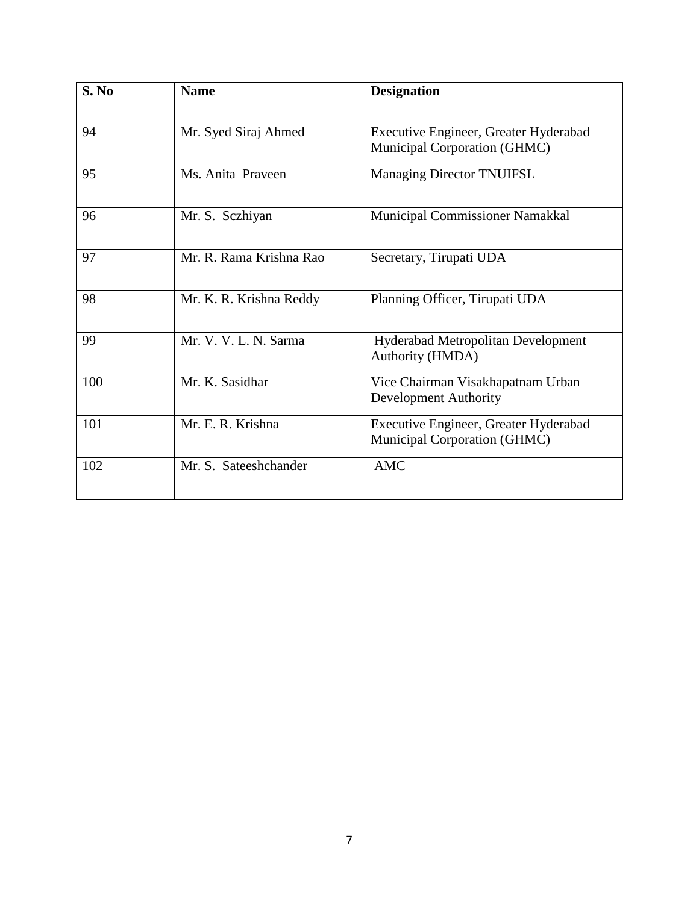| S. No | Name | Designation |
|---|---|---|
| 94 | Mr. Syed Siraj Ahmed | Executive Engineer, Greater Hyderabad Municipal Corporation (GHMC) |
| 95 | Ms. Anita Praveen | Managing Director TNUIFSL |
| 96 | Mr. S. Sczhiyan | Municipal Commissioner Namakkal |
| 97 | Mr. R. Rama Krishna Rao | Secretary, Tirupati UDA |
| 98 | Mr. K. R. Krishna Reddy | Planning Officer, Tirupati UDA |
| 99 | Mr. V. V. L. N. Sarma | Hyderabad Metropolitan Development Authority (HMDA) |
| 100 | Mr. K. Sasidhar | Vice Chairman Visakhapatnam Urban Development Authority |
| 101 | Mr. E. R. Krishna | Executive Engineer, Greater Hyderabad Municipal Corporation (GHMC) |
| 102 | Mr. S. Sateeshchander | AMC |